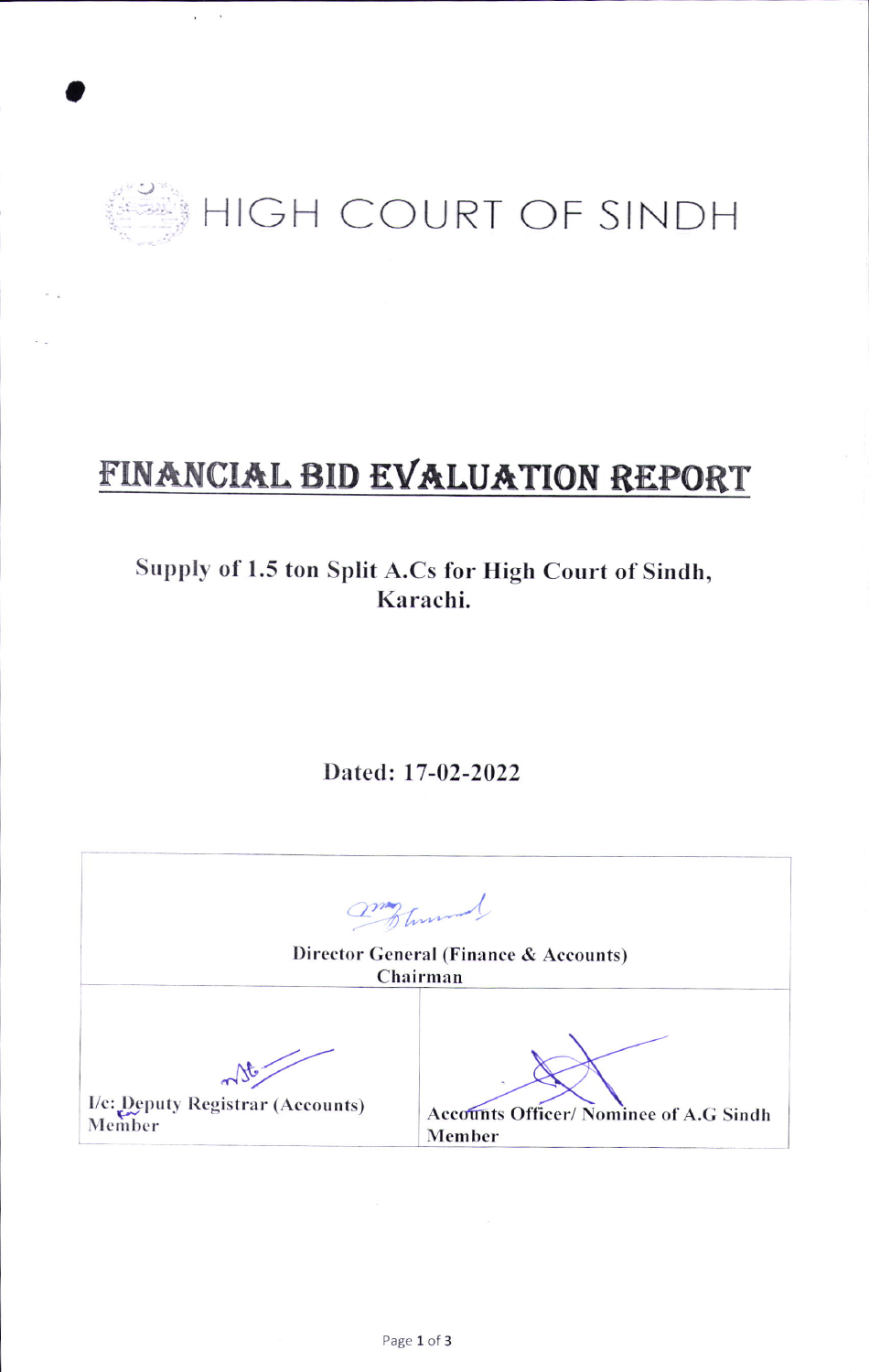# HIGH COURT OF SINDH

## FINANCIAL BID EVALUATION REPORT

**Supply of 1.5 ton Split A.Cs for High Court of Sindh, Karachi.**

**Dated: 17-02-2022**

| Director General (Finance & Accounts) Chairman | |
|---|---|
| I/c: Deputy Registrar (Accounts) Member | Accounts Officer/ Nominee of A.G Sindh Member |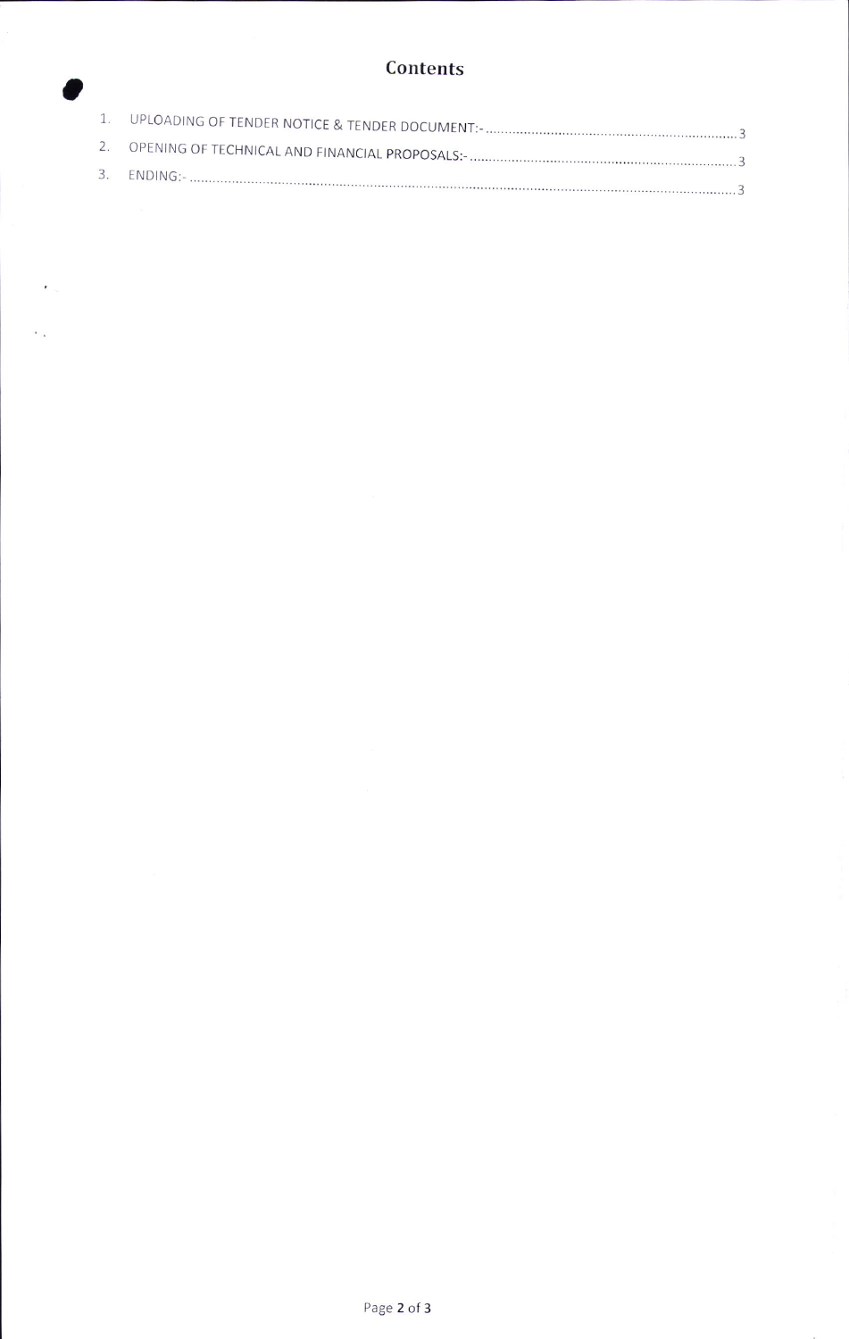# Contents

1. UPLOADING OF TENDER NOTICE & TENDER DOCUMENT:- .................................................................. 3
2. OPENING OF TECHNICAL AND FINANCIAL PROPOSALS:- ..................................................................... 3
3. ENDING:- ......................................................................................................................................... 3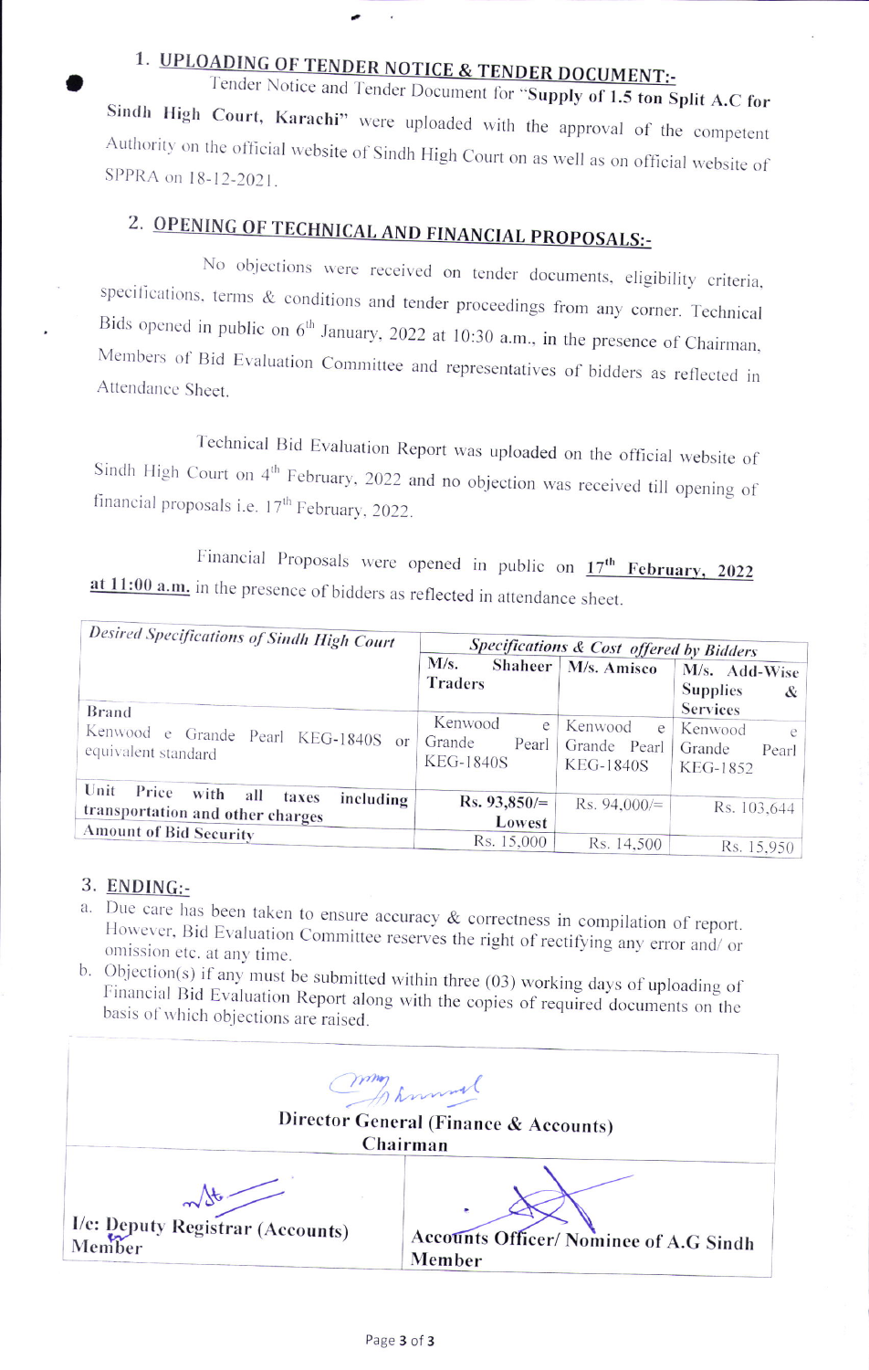## 1. UPLOADING OF TENDER NOTICE & TENDER DOCUMENT:-

Tender Notice and Tender Document for **"Supply of 1.5 ton Split A.C for Sindh High Court, Karachi"** were uploaded with the approval of the competent Authority on the official website of Sindh High Court on as well as on official website of SPPRA on 18-12-2021.

## 2. OPENING OF TECHNICAL AND FINANCIAL PROPOSALS:-

No objections were received on tender documents, eligibility criteria, specifications, terms & conditions and tender proceedings from any corner. Technical Bids opened in public on 6th January, 2022 at 10:30 a.m., in the presence of Chairman, Members of Bid Evaluation Committee and representatives of bidders as reflected in Attendance Sheet.

Technical Bid Evaluation Report was uploaded on the official website of Sindh High Court on 4th February, 2022 and no objection was received till opening of financial proposals i.e. 17th February, 2022.

Financial Proposals were opened in public on **17th February, 2022 at 11:00 a.m.** in the presence of bidders as reflected in attendance sheet.

| *Desired Specifications of Sindh High Court* | *Specifications & Cost offered by Bidders* | | |
|---|---|---|---|
| | **M/s. Shaheer Traders** | **M/s. Amisco** | **M/s. Add-Wise Supplies & Services** |
| **Brand**<br>Kenwood e Grande Pearl KEG-1840S or equivalent standard | Kenwood e Grande Pearl KEG-1840S | Kenwood e Grande Pearl KEG-1840S | Kenwood e Grande Pearl KEG-1852 |
| **Unit Price with all taxes including transportation and other charges** | **Rs. 93,850/= Lowest** | Rs. 94,000/= | Rs. 103,644 |
| **Amount of Bid Security** | Rs. 15,000 | Rs. 14,500 | Rs. 15,950 |

## 3. ENDING:-

a. Due care has been taken to ensure accuracy & correctness in compilation of report. However, Bid Evaluation Committee reserves the right of rectifying any error and/ or omission etc. at any time.

b. Objection(s) if any must be submitted within three (03) working days of uploading of Financial Bid Evaluation Report along with the copies of required documents on the basis of which objections are raised.

**Director General (Finance & Accounts)**
**Chairman**

| | |
|---|---|
| **I/c: Deputy Registrar (Accounts)**<br>**Member** | **Accounts Officer/ Nominee of A.G Sindh**<br>**Member** |